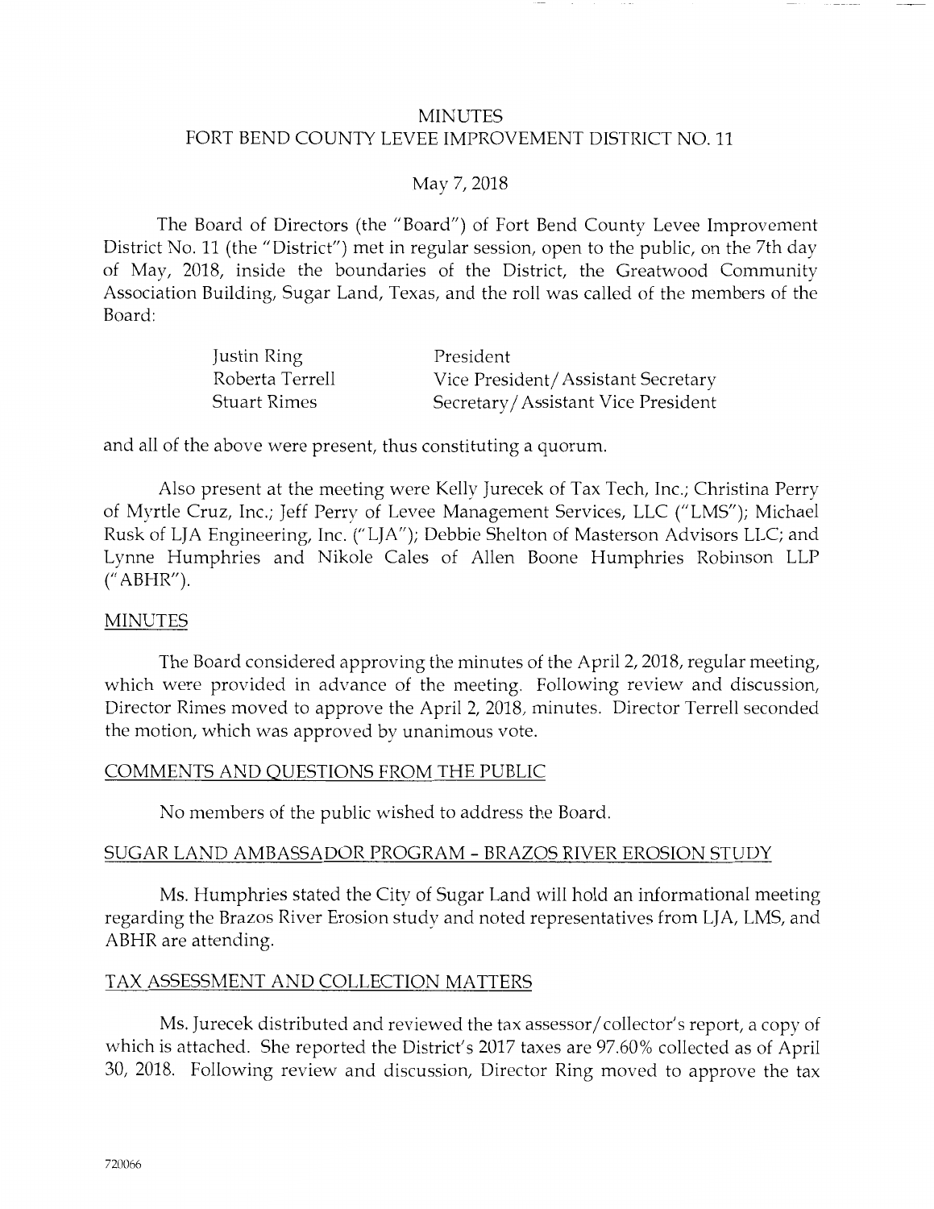# MINUTES
# FORT BEND COUNTY LEVEE IMPROVEMENT DISTRICT NO. 11

May 7, 2018

The Board of Directors (the "Board") of Fort Bend County Levee Improvement District No. 11 (the "District") met in regular session, open to the public, on the 7th day of May, 2018, inside the boundaries of the District, the Greatwood Community Association Building, Sugar Land, Texas, and the roll was called of the members of the Board:

| | |
|---|---|
| Justin Ring | President |
| Roberta Terrell | Vice President/Assistant Secretary |
| Stuart Rimes | Secretary/Assistant Vice President |

and all of the above were present, thus constituting a quorum.

Also present at the meeting were Kelly Jurecek of Tax Tech, Inc.; Christina Perry of Myrtle Cruz, Inc.; Jeff Perry of Levee Management Services, LLC ("LMS"); Michael Rusk of LJA Engineering, Inc. ("LJA"); Debbie Shelton of Masterson Advisors LLC; and Lynne Humphries and Nikole Cales of Allen Boone Humphries Robinson LLP ("ABHR").

## MINUTES

The Board considered approving the minutes of the April 2, 2018, regular meeting, which were provided in advance of the meeting. Following review and discussion, Director Rimes moved to approve the April 2, 2018, minutes. Director Terrell seconded the motion, which was approved by unanimous vote.

## COMMENTS AND QUESTIONS FROM THE PUBLIC

No members of the public wished to address the Board.

## SUGAR LAND AMBASSADOR PROGRAM - BRAZOS RIVER EROSION STUDY

Ms. Humphries stated the City of Sugar Land will hold an informational meeting regarding the Brazos River Erosion study and noted representatives from LJA, LMS, and ABHR are attending.

## TAX ASSESSMENT AND COLLECTION MATTERS

Ms. Jurecek distributed and reviewed the tax assessor/collector's report, a copy of which is attached. She reported the District's 2017 taxes are 97.60% collected as of April 30, 2018. Following review and discussion, Director Ring moved to approve the tax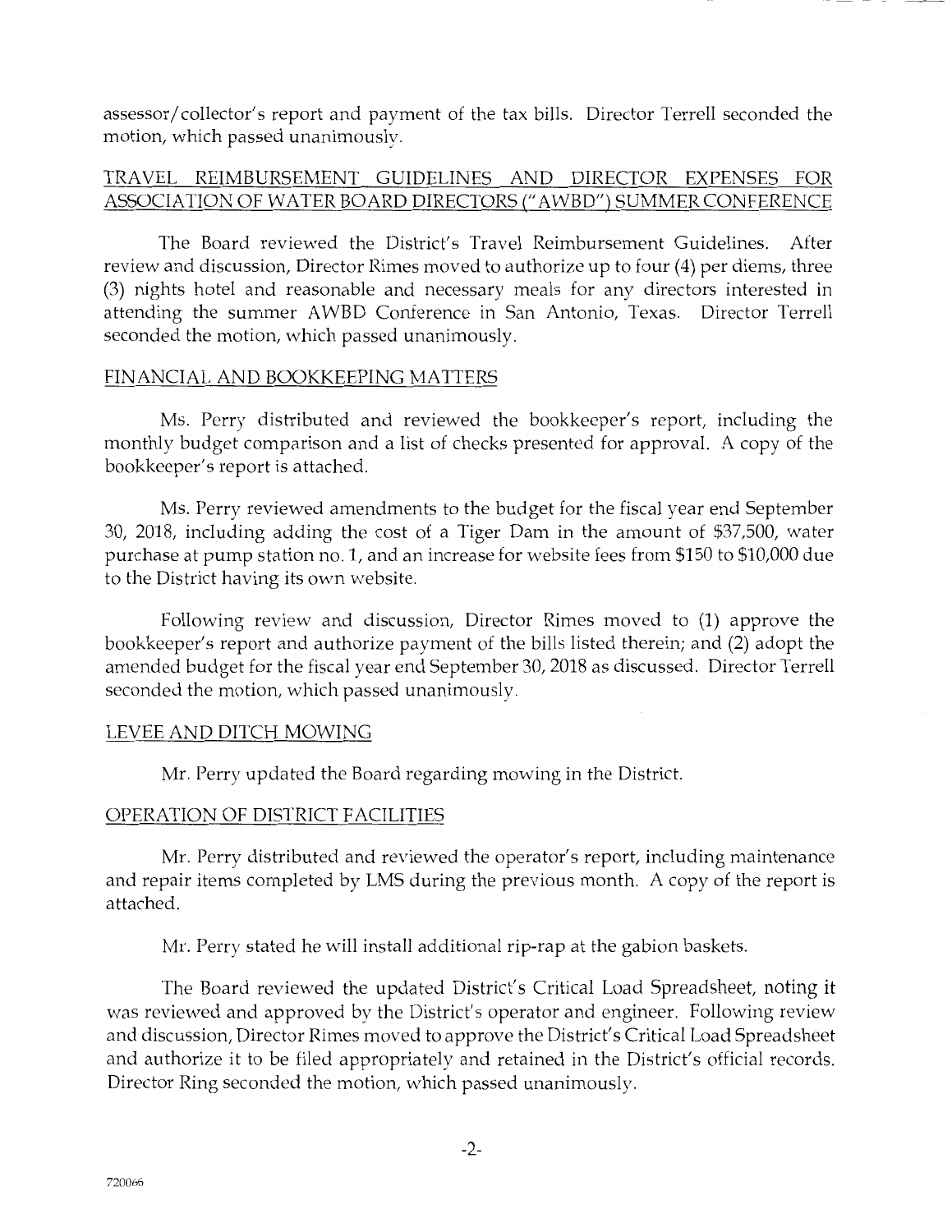assessor/collector's report and payment of the tax bills. Director Terrell seconded the motion, which passed unanimously.

## TRAVEL REIMBURSEMENT GUIDELINES AND DIRECTOR EXPENSES FOR ASSOCIATION OF WATER BOARD DIRECTORS ("AWBD") SUMMER CONFERENCE

The Board reviewed the District's Travel Reimbursement Guidelines. After review and discussion, Director Rimes moved to authorize up to four (4) per diems, three (3) nights hotel and reasonable and necessary meals for any directors interested in attending the summer AWBD Conference in San Antonio, Texas. Director Terrell seconded the motion, which passed unanimously.

## FINANCIAL AND BOOKKEEPING MATTERS

Ms. Perry distributed and reviewed the bookkeeper's report, including the monthly budget comparison and a list of checks presented for approval. A copy of the bookkeeper's report is attached.

Ms. Perry reviewed amendments to the budget for the fiscal year end September 30, 2018, including adding the cost of a Tiger Dam in the amount of $37,500, water purchase at pump station no. 1, and an increase for website fees from $150 to $10,000 due to the District having its own website.

Following review and discussion, Director Rimes moved to (1) approve the bookkeeper's report and authorize payment of the bills listed therein; and (2) adopt the amended budget for the fiscal year end September 30, 2018 as discussed. Director Terrell seconded the motion, which passed unanimously.

## LEVEE AND DITCH MOWING

Mr. Perry updated the Board regarding mowing in the District.

## OPERATION OF DISTRICT FACILITIES

Mr. Perry distributed and reviewed the operator's report, including maintenance and repair items completed by LMS during the previous month. A copy of the report is attached.

Mr. Perry stated he will install additional rip-rap at the gabion baskets.

The Board reviewed the updated District's Critical Load Spreadsheet, noting it was reviewed and approved by the District's operator and engineer. Following review and discussion, Director Rimes moved to approve the District's Critical Load Spreadsheet and authorize it to be filed appropriately and retained in the District's official records. Director Ring seconded the motion, which passed unanimously.

720066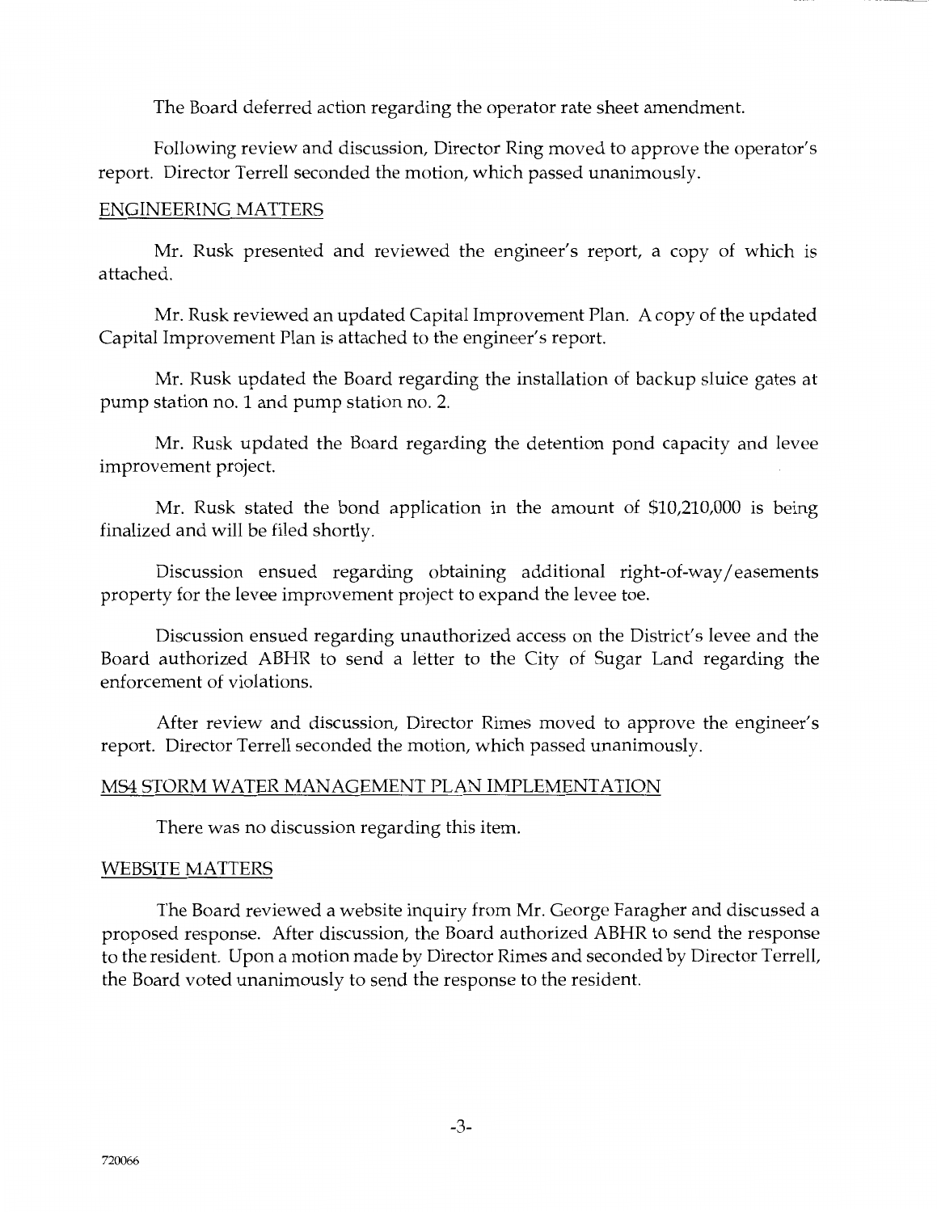The Board deferred action regarding the operator rate sheet amendment.

Following review and discussion, Director Ring moved to approve the operator's report. Director Terrell seconded the motion, which passed unanimously.

## ENGINEERING MATTERS

Mr. Rusk presented and reviewed the engineer's report, a copy of which is attached.

Mr. Rusk reviewed an updated Capital Improvement Plan. A copy of the updated Capital Improvement Plan is attached to the engineer's report.

Mr. Rusk updated the Board regarding the installation of backup sluice gates at pump station no. 1 and pump station no. 2.

Mr. Rusk updated the Board regarding the detention pond capacity and levee improvement project.

Mr. Rusk stated the bond application in the amount of $10,210,000 is being finalized and will be filed shortly.

Discussion ensued regarding obtaining additional right-of-way/easements property for the levee improvement project to expand the levee toe.

Discussion ensued regarding unauthorized access on the District's levee and the Board authorized ABHR to send a letter to the City of Sugar Land regarding the enforcement of violations.

After review and discussion, Director Rimes moved to approve the engineer's report. Director Terrell seconded the motion, which passed unanimously.

## MS4 STORM WATER MANAGEMENT PLAN IMPLEMENTATION

There was no discussion regarding this item.

## WEBSITE MATTERS

The Board reviewed a website inquiry from Mr. George Faragher and discussed a proposed response. After discussion, the Board authorized ABHR to send the response to the resident. Upon a motion made by Director Rimes and seconded by Director Terrell, the Board voted unanimously to send the response to the resident.

720066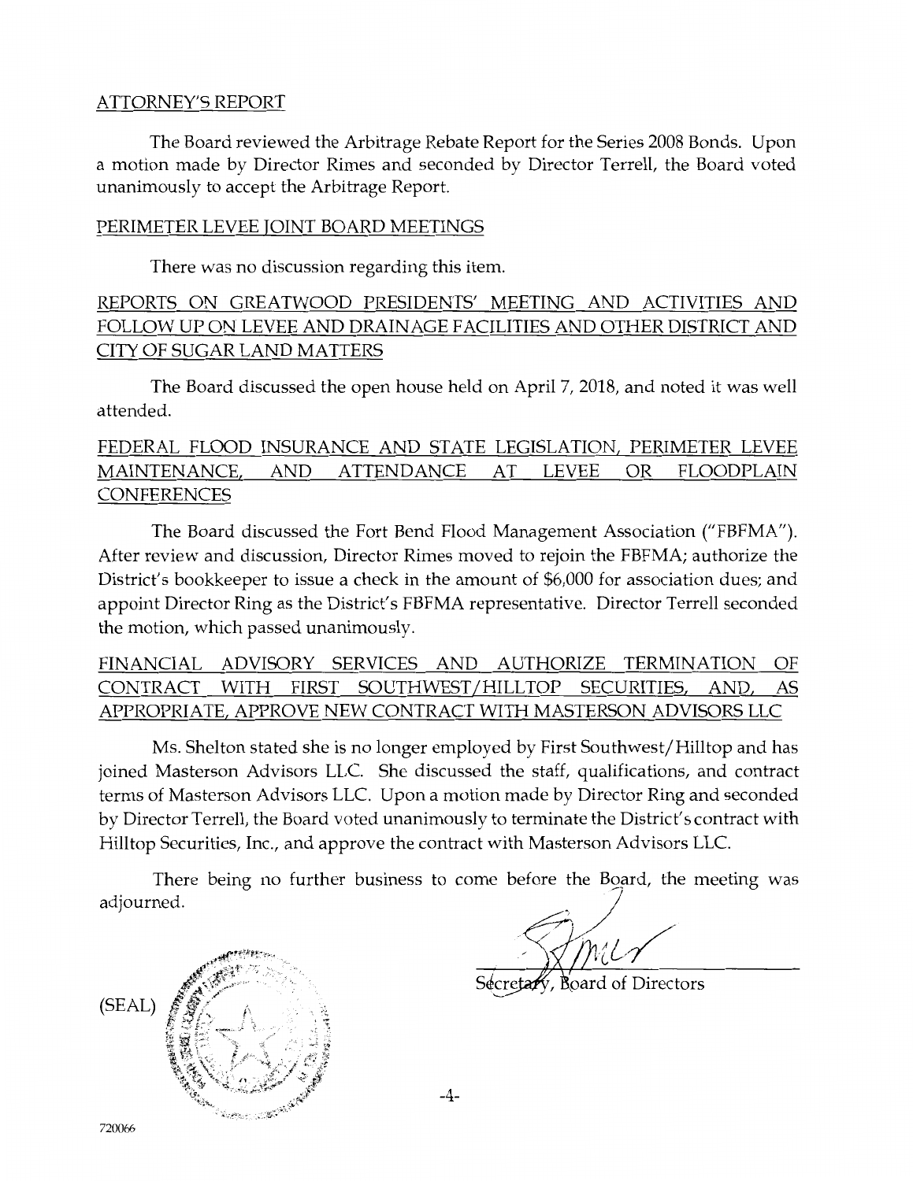## ATTORNEY'S REPORT

The Board reviewed the Arbitrage Rebate Report for the Series 2008 Bonds. Upon a motion made by Director Rimes and seconded by Director Terrell, the Board voted unanimously to accept the Arbitrage Report.

## PERIMETER LEVEE JOINT BOARD MEETINGS

There was no discussion regarding this item.

## REPORTS ON GREATWOOD PRESIDENTS' MEETING AND ACTIVITIES AND FOLLOW UP ON LEVEE AND DRAINAGE FACILITIES AND OTHER DISTRICT AND CITY OF SUGAR LAND MATTERS

The Board discussed the open house held on April 7, 2018, and noted it was well attended.

## FEDERAL FLOOD INSURANCE AND STATE LEGISLATION, PERIMETER LEVEE MAINTENANCE, AND ATTENDANCE AT LEVEE OR FLOODPLAIN CONFERENCES

The Board discussed the Fort Bend Flood Management Association ("FBFMA"). After review and discussion, Director Rimes moved to rejoin the FBFMA; authorize the District's bookkeeper to issue a check in the amount of $6,000 for association dues; and appoint Director Ring as the District's FBFMA representative. Director Terrell seconded the motion, which passed unanimously.

## FINANCIAL ADVISORY SERVICES AND AUTHORIZE TERMINATION OF CONTRACT WITH FIRST SOUTHWEST/HILLTOP SECURITIES, AND, AS APPROPRIATE, APPROVE NEW CONTRACT WITH MASTERSON ADVISORS LLC

Ms. Shelton stated she is no longer employed by First Southwest/Hilltop and has joined Masterson Advisors LLC. She discussed the staff, qualifications, and contract terms of Masterson Advisors LLC. Upon a motion made by Director Ring and seconded by Director Terrell, the Board voted unanimously to terminate the District's contract with Hilltop Securities, Inc., and approve the contract with Masterson Advisors LLC.

There being no further business to come before the Board, the meeting was adjourned.

(SEAL)

Secretary, Board of Directors

720066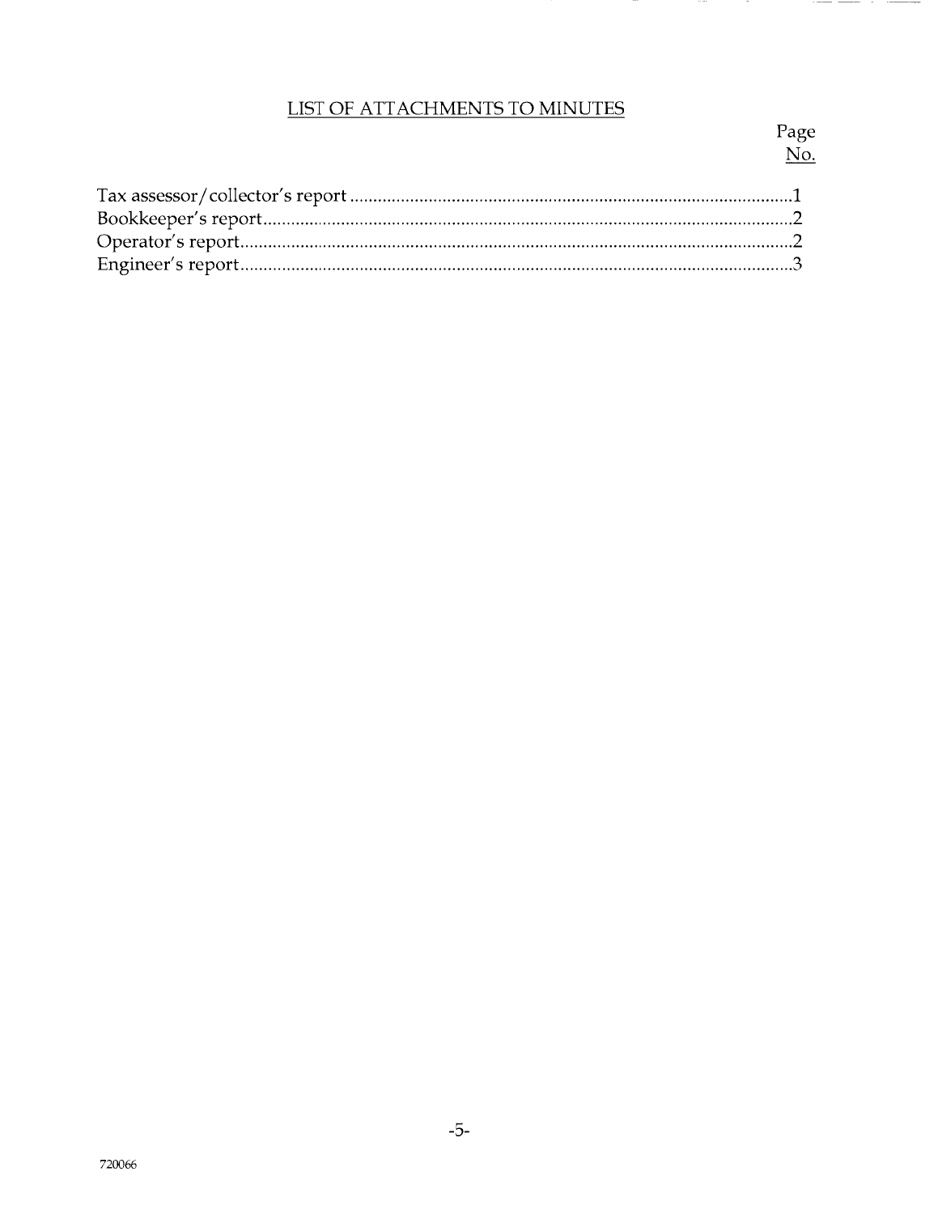## LIST OF ATTACHMENTS TO MINUTES

| | Page No. |
|---|---|
| Tax assessor/collector's report | 1 |
| Bookkeeper's report | 2 |
| Operator's report | 2 |
| Engineer's report | 3 |

720066